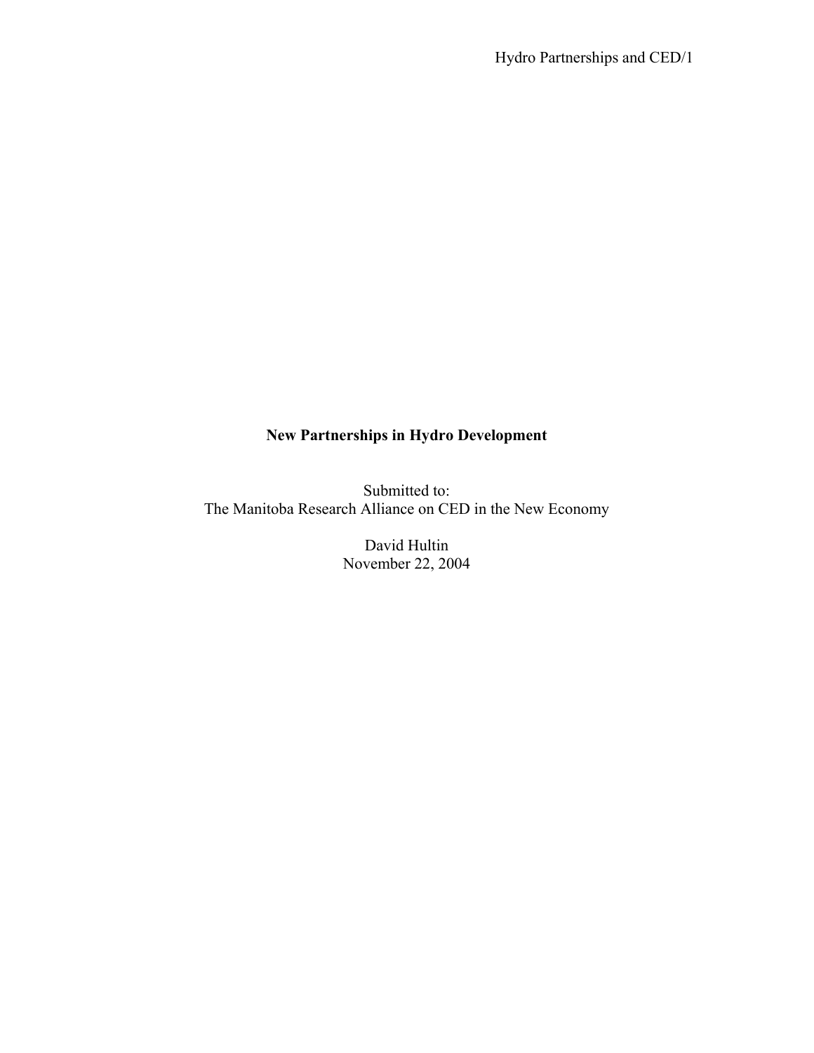# New Partnerships in Hydro Development

Submitted to:
The Manitoba Research Alliance on CED in the New Economy

David Hultin
November 22, 2004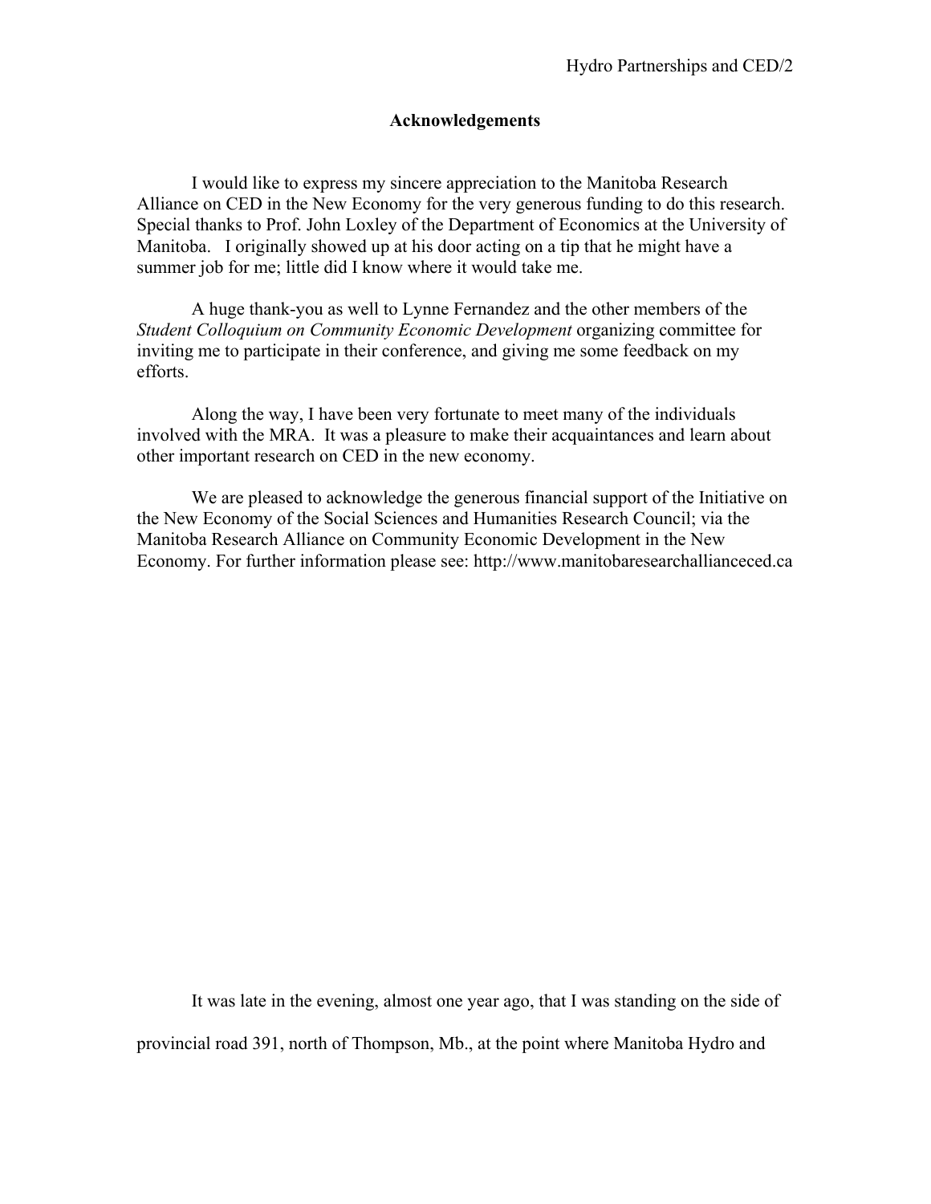## Acknowledgements

I would like to express my sincere appreciation to the Manitoba Research Alliance on CED in the New Economy for the very generous funding to do this research. Special thanks to Prof. John Loxley of the Department of Economics at the University of Manitoba. I originally showed up at his door acting on a tip that he might have a summer job for me; little did I know where it would take me.

A huge thank-you as well to Lynne Fernandez and the other members of the *Student Colloquium on Community Economic Development* organizing committee for inviting me to participate in their conference, and giving me some feedback on my efforts.

Along the way, I have been very fortunate to meet many of the individuals involved with the MRA. It was a pleasure to make their acquaintances and learn about other important research on CED in the new economy.

We are pleased to acknowledge the generous financial support of the Initiative on the New Economy of the Social Sciences and Humanities Research Council; via the Manitoba Research Alliance on Community Economic Development in the New Economy. For further information please see: http://www.manitobaresearchallianceced.ca

It was late in the evening, almost one year ago, that I was standing on the side of provincial road 391, north of Thompson, Mb., at the point where Manitoba Hydro and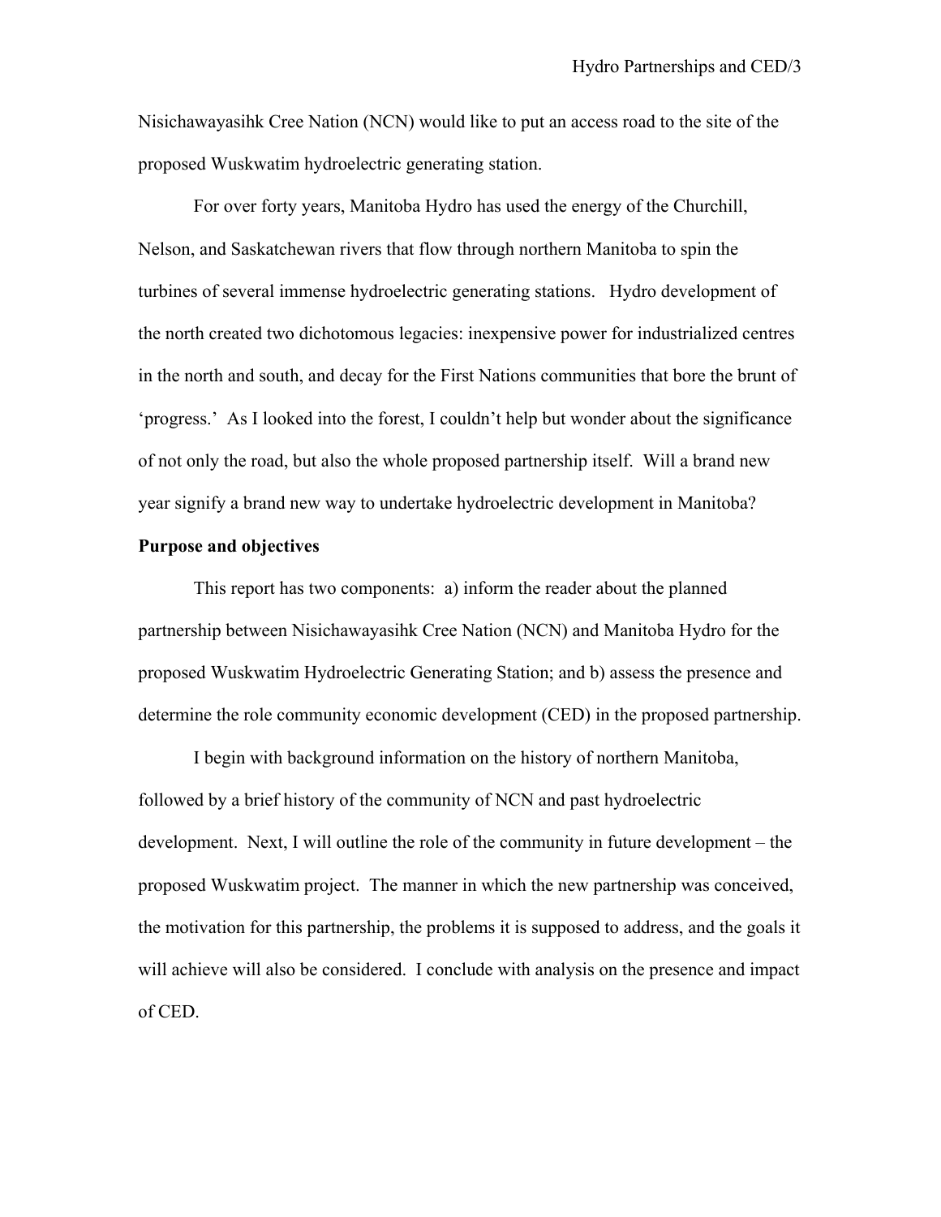Nisichawayasihk Cree Nation (NCN) would like to put an access road to the site of the proposed Wuskwatim hydroelectric generating station.

For over forty years, Manitoba Hydro has used the energy of the Churchill, Nelson, and Saskatchewan rivers that flow through northern Manitoba to spin the turbines of several immense hydroelectric generating stations. Hydro development of the north created two dichotomous legacies: inexpensive power for industrialized centres in the north and south, and decay for the First Nations communities that bore the brunt of 'progress.' As I looked into the forest, I couldn't help but wonder about the significance of not only the road, but also the whole proposed partnership itself. Will a brand new year signify a brand new way to undertake hydroelectric development in Manitoba?

**Purpose and objectives**

This report has two components: a) inform the reader about the planned partnership between Nisichawayasihk Cree Nation (NCN) and Manitoba Hydro for the proposed Wuskwatim Hydroelectric Generating Station; and b) assess the presence and determine the role community economic development (CED) in the proposed partnership.

I begin with background information on the history of northern Manitoba, followed by a brief history of the community of NCN and past hydroelectric development. Next, I will outline the role of the community in future development – the proposed Wuskwatim project. The manner in which the new partnership was conceived, the motivation for this partnership, the problems it is supposed to address, and the goals it will achieve will also be considered. I conclude with analysis on the presence and impact of CED.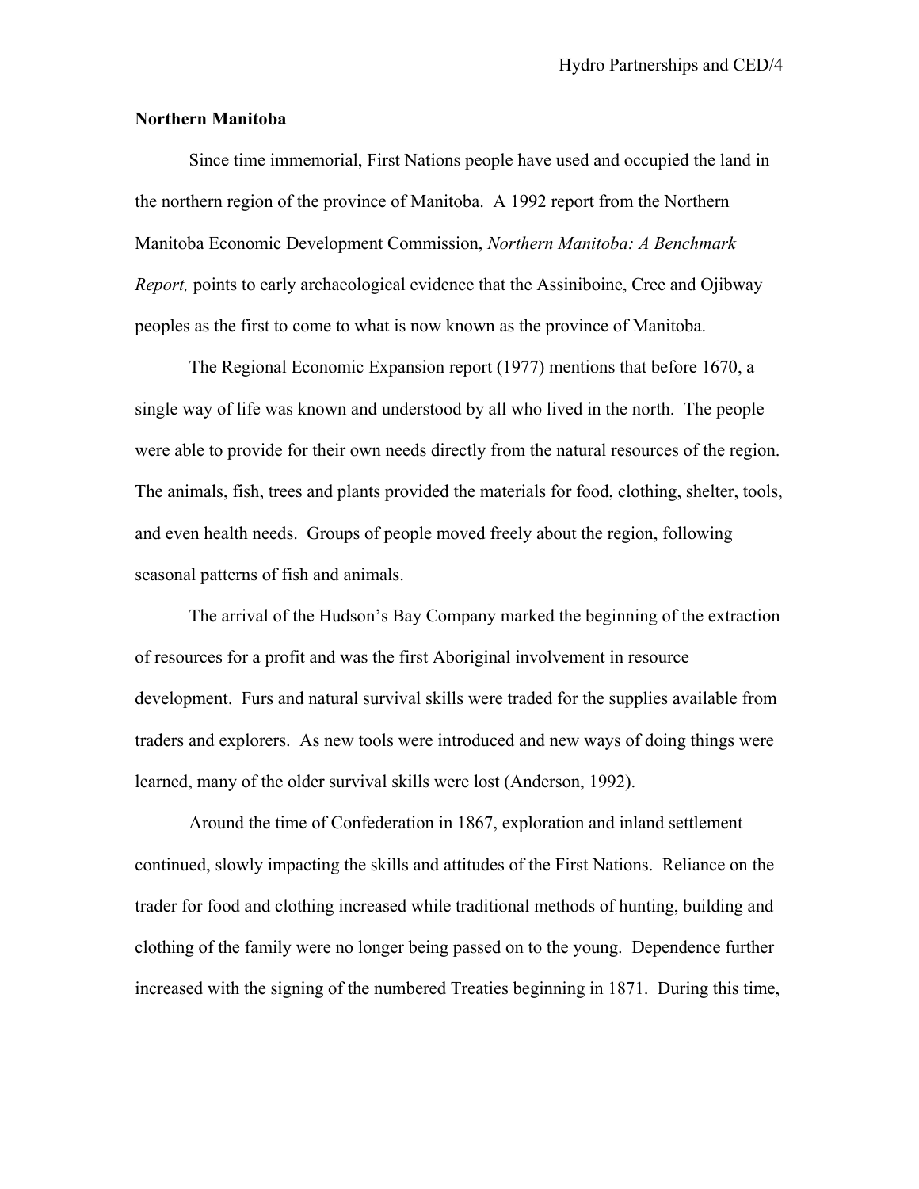**Northern Manitoba**

Since time immemorial, First Nations people have used and occupied the land in the northern region of the province of Manitoba. A 1992 report from the Northern Manitoba Economic Development Commission, *Northern Manitoba: A Benchmark Report,* points to early archaeological evidence that the Assiniboine, Cree and Ojibway peoples as the first to come to what is now known as the province of Manitoba.

The Regional Economic Expansion report (1977) mentions that before 1670, a single way of life was known and understood by all who lived in the north. The people were able to provide for their own needs directly from the natural resources of the region. The animals, fish, trees and plants provided the materials for food, clothing, shelter, tools, and even health needs. Groups of people moved freely about the region, following seasonal patterns of fish and animals.

The arrival of the Hudson's Bay Company marked the beginning of the extraction of resources for a profit and was the first Aboriginal involvement in resource development. Furs and natural survival skills were traded for the supplies available from traders and explorers. As new tools were introduced and new ways of doing things were learned, many of the older survival skills were lost (Anderson, 1992).

Around the time of Confederation in 1867, exploration and inland settlement continued, slowly impacting the skills and attitudes of the First Nations. Reliance on the trader for food and clothing increased while traditional methods of hunting, building and clothing of the family were no longer being passed on to the young. Dependence further increased with the signing of the numbered Treaties beginning in 1871. During this time,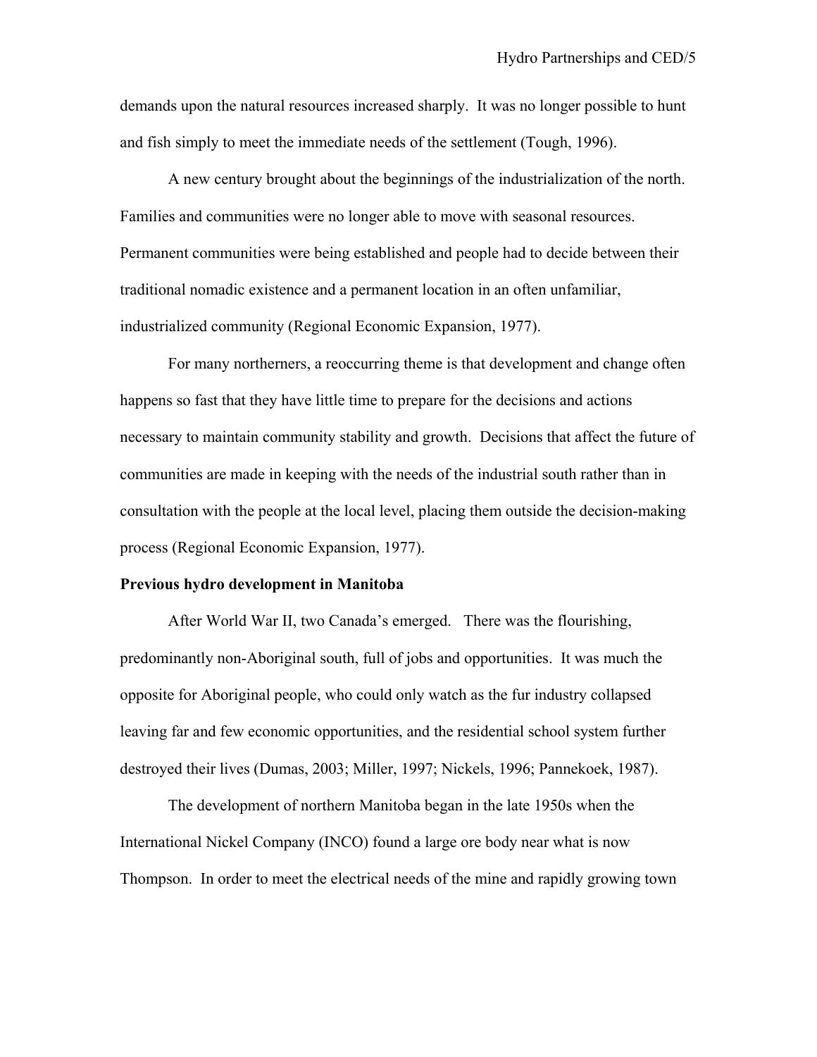demands upon the natural resources increased sharply. It was no longer possible to hunt and fish simply to meet the immediate needs of the settlement (Tough, 1996).

A new century brought about the beginnings of the industrialization of the north. Families and communities were no longer able to move with seasonal resources. Permanent communities were being established and people had to decide between their traditional nomadic existence and a permanent location in an often unfamiliar, industrialized community (Regional Economic Expansion, 1977).

For many northerners, a reoccurring theme is that development and change often happens so fast that they have little time to prepare for the decisions and actions necessary to maintain community stability and growth. Decisions that affect the future of communities are made in keeping with the needs of the industrial south rather than in consultation with the people at the local level, placing them outside the decision-making process (Regional Economic Expansion, 1977).

**Previous hydro development in Manitoba**

After World War II, two Canada's emerged. There was the flourishing, predominantly non-Aboriginal south, full of jobs and opportunities. It was much the opposite for Aboriginal people, who could only watch as the fur industry collapsed leaving far and few economic opportunities, and the residential school system further destroyed their lives (Dumas, 2003; Miller, 1997; Nickels, 1996; Pannekoek, 1987).

The development of northern Manitoba began in the late 1950s when the International Nickel Company (INCO) found a large ore body near what is now Thompson. In order to meet the electrical needs of the mine and rapidly growing town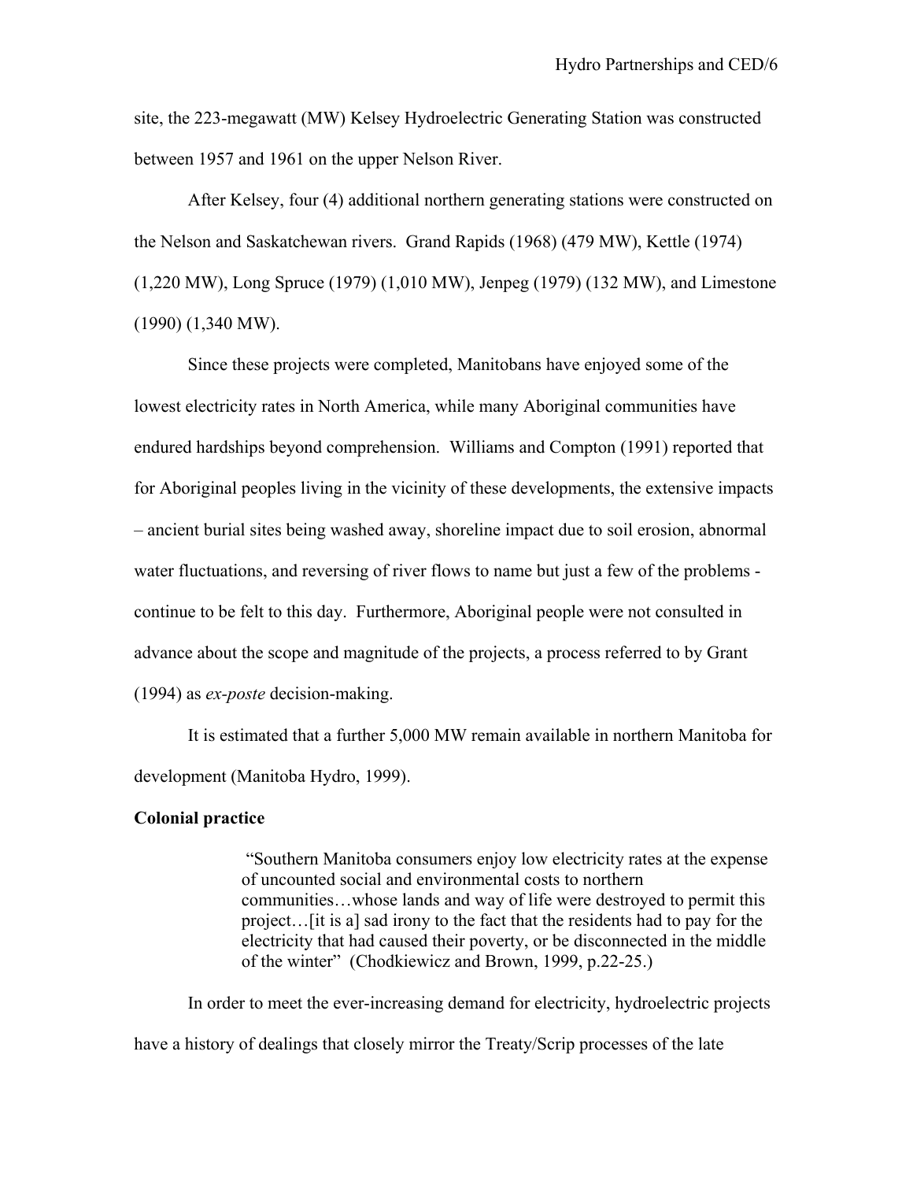site, the 223-megawatt (MW) Kelsey Hydroelectric Generating Station was constructed between 1957 and 1961 on the upper Nelson River.

After Kelsey, four (4) additional northern generating stations were constructed on the Nelson and Saskatchewan rivers. Grand Rapids (1968) (479 MW), Kettle (1974) (1,220 MW), Long Spruce (1979) (1,010 MW), Jenpeg (1979) (132 MW), and Limestone (1990) (1,340 MW).

Since these projects were completed, Manitobans have enjoyed some of the lowest electricity rates in North America, while many Aboriginal communities have endured hardships beyond comprehension. Williams and Compton (1991) reported that for Aboriginal peoples living in the vicinity of these developments, the extensive impacts – ancient burial sites being washed away, shoreline impact due to soil erosion, abnormal water fluctuations, and reversing of river flows to name but just a few of the problems - continue to be felt to this day. Furthermore, Aboriginal people were not consulted in advance about the scope and magnitude of the projects, a process referred to by Grant (1994) as *ex-poste* decision-making.

It is estimated that a further 5,000 MW remain available in northern Manitoba for development (Manitoba Hydro, 1999).

**Colonial practice**

> "Southern Manitoba consumers enjoy low electricity rates at the expense of uncounted social and environmental costs to northern communities…whose lands and way of life were destroyed to permit this project…[it is a] sad irony to the fact that the residents had to pay for the electricity that had caused their poverty, or be disconnected in the middle of the winter" (Chodkiewicz and Brown, 1999, p.22-25.)

In order to meet the ever-increasing demand for electricity, hydroelectric projects have a history of dealings that closely mirror the Treaty/Scrip processes of the late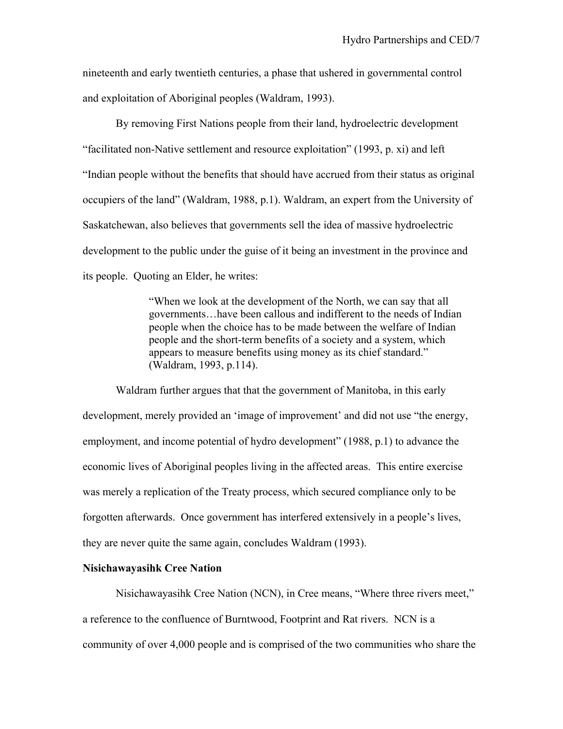nineteenth and early twentieth centuries, a phase that ushered in governmental control and exploitation of Aboriginal peoples (Waldram, 1993).

By removing First Nations people from their land, hydroelectric development "facilitated non-Native settlement and resource exploitation" (1993, p. xi) and left "Indian people without the benefits that should have accrued from their status as original occupiers of the land" (Waldram, 1988, p.1). Waldram, an expert from the University of Saskatchewan, also believes that governments sell the idea of massive hydroelectric development to the public under the guise of it being an investment in the province and its people. Quoting an Elder, he writes:

> "When we look at the development of the North, we can say that all governments…have been callous and indifferent to the needs of Indian people when the choice has to be made between the welfare of Indian people and the short-term benefits of a society and a system, which appears to measure benefits using money as its chief standard." (Waldram, 1993, p.114).

Waldram further argues that that the government of Manitoba, in this early development, merely provided an 'image of improvement' and did not use "the energy, employment, and income potential of hydro development" (1988, p.1) to advance the economic lives of Aboriginal peoples living in the affected areas. This entire exercise was merely a replication of the Treaty process, which secured compliance only to be forgotten afterwards. Once government has interfered extensively in a people's lives, they are never quite the same again, concludes Waldram (1993).

**Nisichawayasihk Cree Nation**

Nisichawayasihk Cree Nation (NCN), in Cree means, "Where three rivers meet," a reference to the confluence of Burntwood, Footprint and Rat rivers. NCN is a community of over 4,000 people and is comprised of the two communities who share the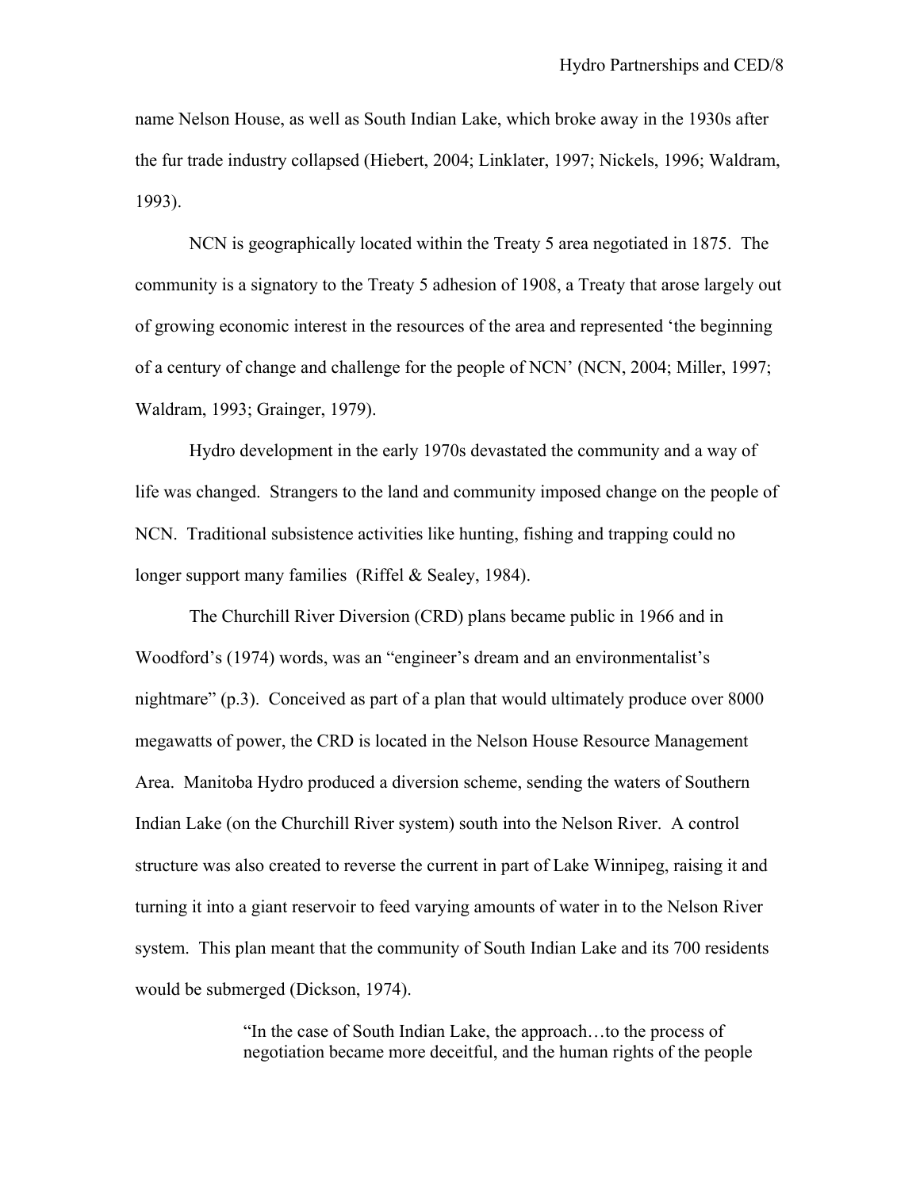name Nelson House, as well as South Indian Lake, which broke away in the 1930s after the fur trade industry collapsed (Hiebert, 2004; Linklater, 1997; Nickels, 1996; Waldram, 1993).

NCN is geographically located within the Treaty 5 area negotiated in 1875. The community is a signatory to the Treaty 5 adhesion of 1908, a Treaty that arose largely out of growing economic interest in the resources of the area and represented 'the beginning of a century of change and challenge for the people of NCN' (NCN, 2004; Miller, 1997; Waldram, 1993; Grainger, 1979).

Hydro development in the early 1970s devastated the community and a way of life was changed. Strangers to the land and community imposed change on the people of NCN. Traditional subsistence activities like hunting, fishing and trapping could no longer support many families (Riffel & Sealey, 1984).

The Churchill River Diversion (CRD) plans became public in 1966 and in Woodford's (1974) words, was an "engineer's dream and an environmentalist's nightmare" (p.3). Conceived as part of a plan that would ultimately produce over 8000 megawatts of power, the CRD is located in the Nelson House Resource Management Area. Manitoba Hydro produced a diversion scheme, sending the waters of Southern Indian Lake (on the Churchill River system) south into the Nelson River. A control structure was also created to reverse the current in part of Lake Winnipeg, raising it and turning it into a giant reservoir to feed varying amounts of water in to the Nelson River system. This plan meant that the community of South Indian Lake and its 700 residents would be submerged (Dickson, 1974).

> "In the case of South Indian Lake, the approach…to the process of negotiation became more deceitful, and the human rights of the people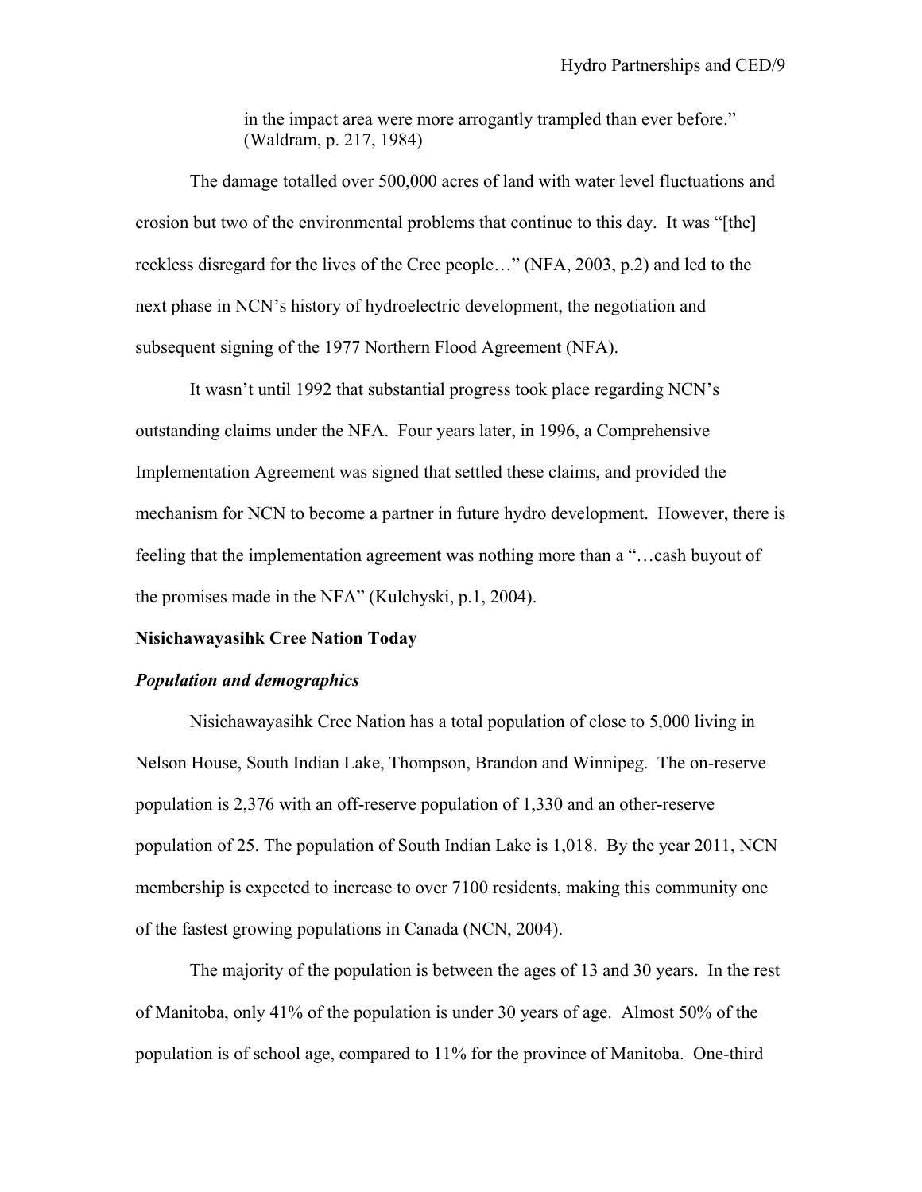> in the impact area were more arrogantly trampled than ever before." (Waldram, p. 217, 1984)

The damage totalled over 500,000 acres of land with water level fluctuations and erosion but two of the environmental problems that continue to this day. It was "[the] reckless disregard for the lives of the Cree people…" (NFA, 2003, p.2) and led to the next phase in NCN's history of hydroelectric development, the negotiation and subsequent signing of the 1977 Northern Flood Agreement (NFA).

It wasn't until 1992 that substantial progress took place regarding NCN's outstanding claims under the NFA. Four years later, in 1996, a Comprehensive Implementation Agreement was signed that settled these claims, and provided the mechanism for NCN to become a partner in future hydro development. However, there is feeling that the implementation agreement was nothing more than a "…cash buyout of the promises made in the NFA" (Kulchyski, p.1, 2004).

**Nisichawayasihk Cree Nation Today**

***Population and demographics***

Nisichawayasihk Cree Nation has a total population of close to 5,000 living in Nelson House, South Indian Lake, Thompson, Brandon and Winnipeg. The on-reserve population is 2,376 with an off-reserve population of 1,330 and an other-reserve population of 25. The population of South Indian Lake is 1,018. By the year 2011, NCN membership is expected to increase to over 7100 residents, making this community one of the fastest growing populations in Canada (NCN, 2004).

The majority of the population is between the ages of 13 and 30 years. In the rest of Manitoba, only 41% of the population is under 30 years of age. Almost 50% of the population is of school age, compared to 11% for the province of Manitoba. One-third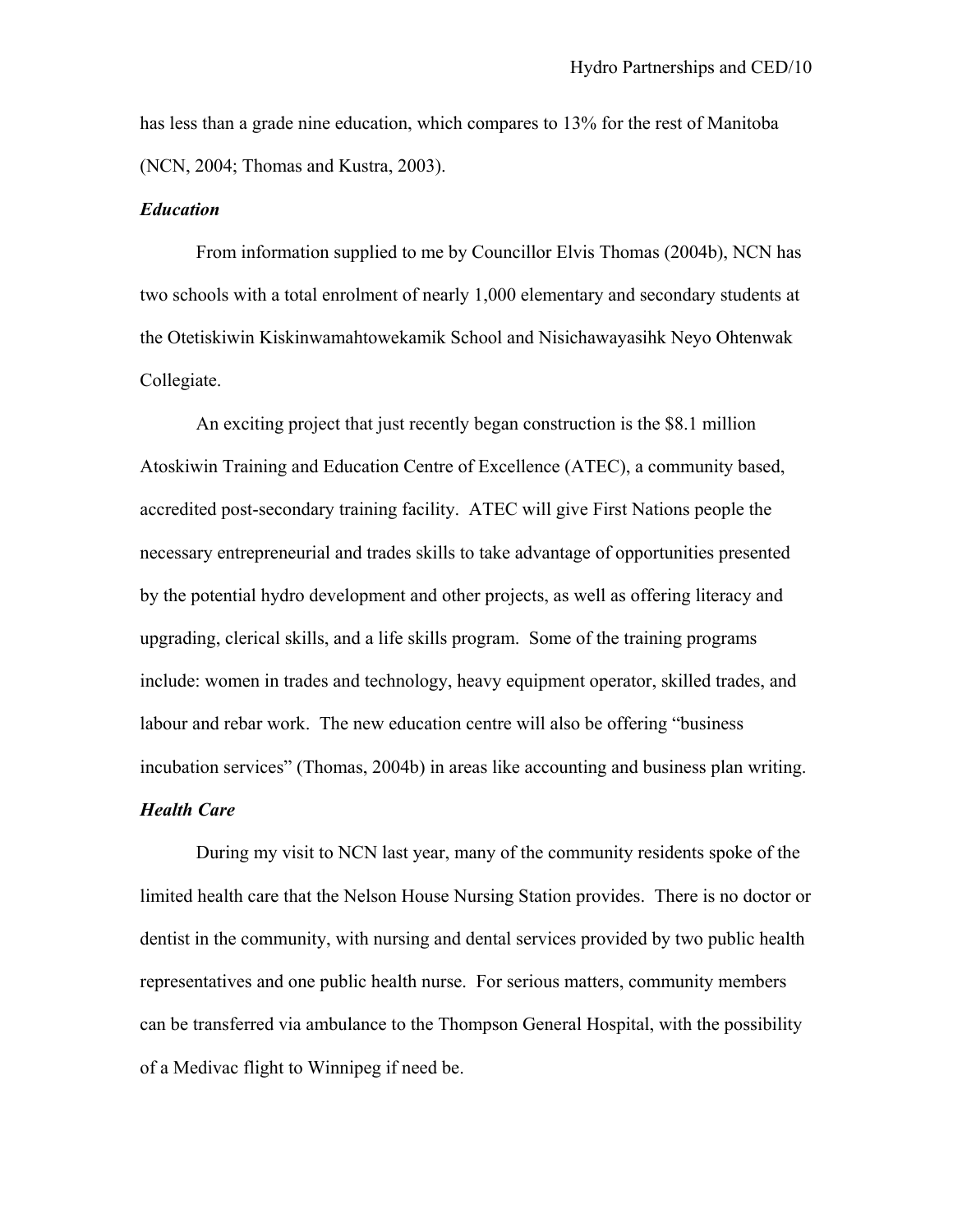has less than a grade nine education, which compares to 13% for the rest of Manitoba (NCN, 2004; Thomas and Kustra, 2003).

***Education***

From information supplied to me by Councillor Elvis Thomas (2004b), NCN has two schools with a total enrolment of nearly 1,000 elementary and secondary students at the Otetiskiwin Kiskinwamahtowekamik School and Nisichawayasihk Neyo Ohtenwak Collegiate.

An exciting project that just recently began construction is the $8.1 million Atoskiwin Training and Education Centre of Excellence (ATEC), a community based, accredited post-secondary training facility. ATEC will give First Nations people the necessary entrepreneurial and trades skills to take advantage of opportunities presented by the potential hydro development and other projects, as well as offering literacy and upgrading, clerical skills, and a life skills program. Some of the training programs include: women in trades and technology, heavy equipment operator, skilled trades, and labour and rebar work. The new education centre will also be offering "business incubation services" (Thomas, 2004b) in areas like accounting and business plan writing.

***Health Care***

During my visit to NCN last year, many of the community residents spoke of the limited health care that the Nelson House Nursing Station provides. There is no doctor or dentist in the community, with nursing and dental services provided by two public health representatives and one public health nurse. For serious matters, community members can be transferred via ambulance to the Thompson General Hospital, with the possibility of a Medivac flight to Winnipeg if need be.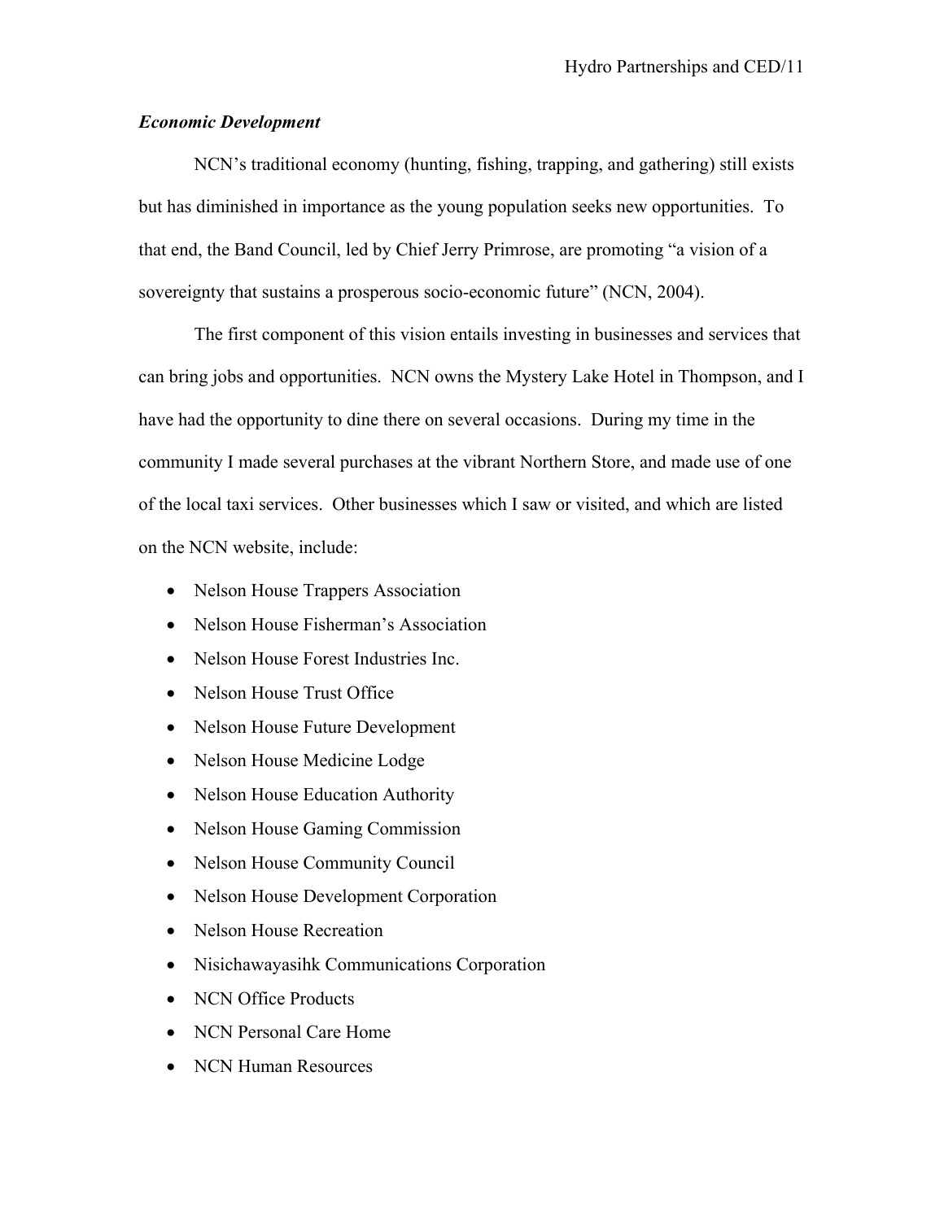### *Economic Development*

NCN's traditional economy (hunting, fishing, trapping, and gathering) still exists but has diminished in importance as the young population seeks new opportunities. To that end, the Band Council, led by Chief Jerry Primrose, are promoting "a vision of a sovereignty that sustains a prosperous socio-economic future" (NCN, 2004).

The first component of this vision entails investing in businesses and services that can bring jobs and opportunities. NCN owns the Mystery Lake Hotel in Thompson, and I have had the opportunity to dine there on several occasions. During my time in the community I made several purchases at the vibrant Northern Store, and made use of one of the local taxi services. Other businesses which I saw or visited, and which are listed on the NCN website, include:

- Nelson House Trappers Association
- Nelson House Fisherman's Association
- Nelson House Forest Industries Inc.
- Nelson House Trust Office
- Nelson House Future Development
- Nelson House Medicine Lodge
- Nelson House Education Authority
- Nelson House Gaming Commission
- Nelson House Community Council
- Nelson House Development Corporation
- Nelson House Recreation
- Nisichawayasihk Communications Corporation
- NCN Office Products
- NCN Personal Care Home
- NCN Human Resources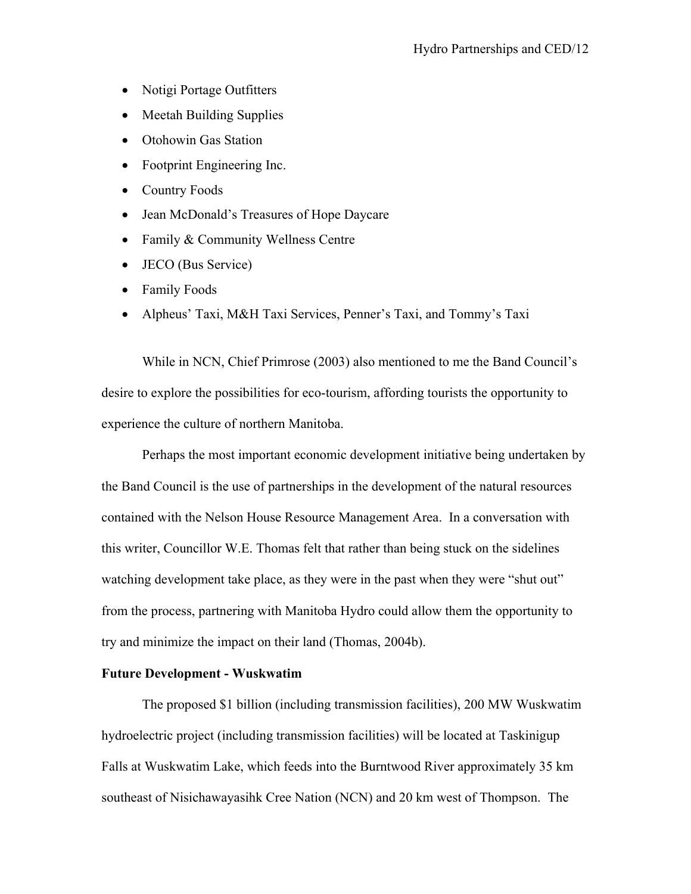- Notigi Portage Outfitters
- Meetah Building Supplies
- Otohowin Gas Station
- Footprint Engineering Inc.
- Country Foods
- Jean McDonald's Treasures of Hope Daycare
- Family & Community Wellness Centre
- JECO (Bus Service)
- Family Foods
- Alpheus' Taxi, M&H Taxi Services, Penner's Taxi, and Tommy's Taxi

While in NCN, Chief Primrose (2003) also mentioned to me the Band Council's desire to explore the possibilities for eco-tourism, affording tourists the opportunity to experience the culture of northern Manitoba.

Perhaps the most important economic development initiative being undertaken by the Band Council is the use of partnerships in the development of the natural resources contained with the Nelson House Resource Management Area. In a conversation with this writer, Councillor W.E. Thomas felt that rather than being stuck on the sidelines watching development take place, as they were in the past when they were "shut out" from the process, partnering with Manitoba Hydro could allow them the opportunity to try and minimize the impact on their land (Thomas, 2004b).

**Future Development - Wuskwatim**

The proposed $1 billion (including transmission facilities), 200 MW Wuskwatim hydroelectric project (including transmission facilities) will be located at Taskinigup Falls at Wuskwatim Lake, which feeds into the Burntwood River approximately 35 km southeast of Nisichawayasihk Cree Nation (NCN) and 20 km west of Thompson. The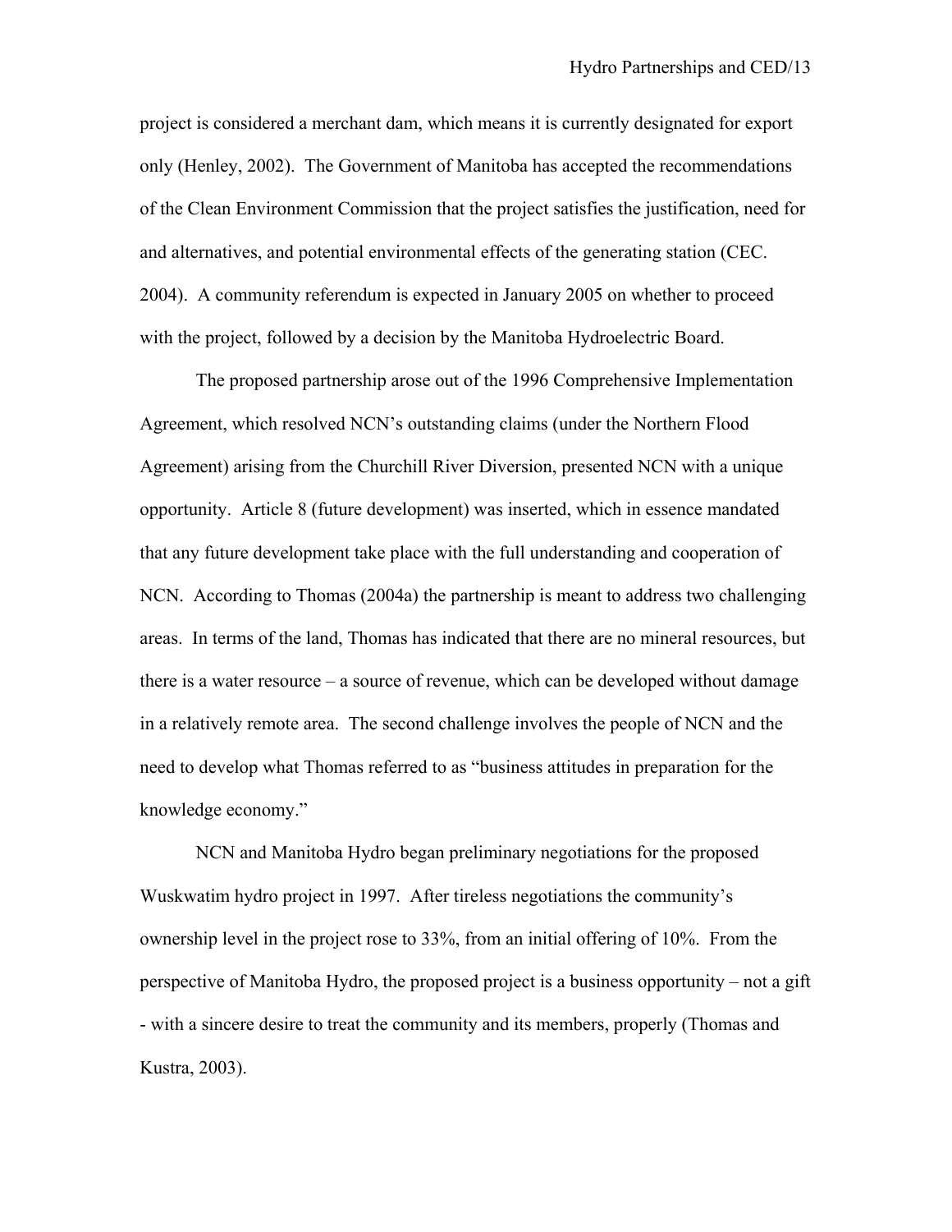project is considered a merchant dam, which means it is currently designated for export only (Henley, 2002). The Government of Manitoba has accepted the recommendations of the Clean Environment Commission that the project satisfies the justification, need for and alternatives, and potential environmental effects of the generating station (CEC. 2004). A community referendum is expected in January 2005 on whether to proceed with the project, followed by a decision by the Manitoba Hydroelectric Board.

The proposed partnership arose out of the 1996 Comprehensive Implementation Agreement, which resolved NCN's outstanding claims (under the Northern Flood Agreement) arising from the Churchill River Diversion, presented NCN with a unique opportunity. Article 8 (future development) was inserted, which in essence mandated that any future development take place with the full understanding and cooperation of NCN. According to Thomas (2004a) the partnership is meant to address two challenging areas. In terms of the land, Thomas has indicated that there are no mineral resources, but there is a water resource – a source of revenue, which can be developed without damage in a relatively remote area. The second challenge involves the people of NCN and the need to develop what Thomas referred to as "business attitudes in preparation for the knowledge economy."

NCN and Manitoba Hydro began preliminary negotiations for the proposed Wuskwatim hydro project in 1997. After tireless negotiations the community's ownership level in the project rose to 33%, from an initial offering of 10%. From the perspective of Manitoba Hydro, the proposed project is a business opportunity – not a gift - with a sincere desire to treat the community and its members, properly (Thomas and Kustra, 2003).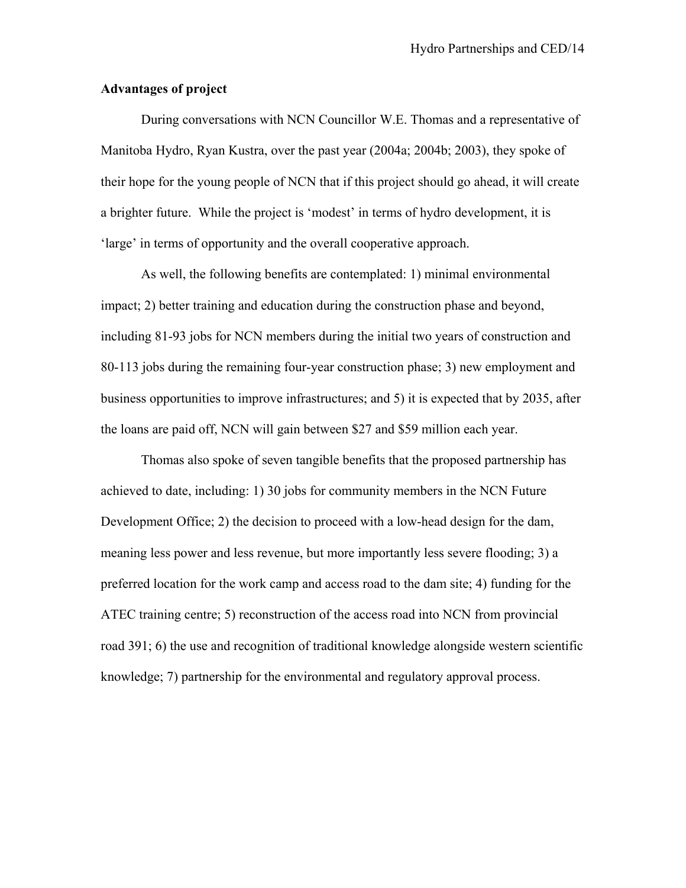**Advantages of project**

During conversations with NCN Councillor W.E. Thomas and a representative of Manitoba Hydro, Ryan Kustra, over the past year (2004a; 2004b; 2003), they spoke of their hope for the young people of NCN that if this project should go ahead, it will create a brighter future. While the project is 'modest' in terms of hydro development, it is 'large' in terms of opportunity and the overall cooperative approach.

As well, the following benefits are contemplated: 1) minimal environmental impact; 2) better training and education during the construction phase and beyond, including 81-93 jobs for NCN members during the initial two years of construction and 80-113 jobs during the remaining four-year construction phase; 3) new employment and business opportunities to improve infrastructures; and 5) it is expected that by 2035, after the loans are paid off, NCN will gain between $27 and $59 million each year.

Thomas also spoke of seven tangible benefits that the proposed partnership has achieved to date, including: 1) 30 jobs for community members in the NCN Future Development Office; 2) the decision to proceed with a low-head design for the dam, meaning less power and less revenue, but more importantly less severe flooding; 3) a preferred location for the work camp and access road to the dam site; 4) funding for the ATEC training centre; 5) reconstruction of the access road into NCN from provincial road 391; 6) the use and recognition of traditional knowledge alongside western scientific knowledge; 7) partnership for the environmental and regulatory approval process.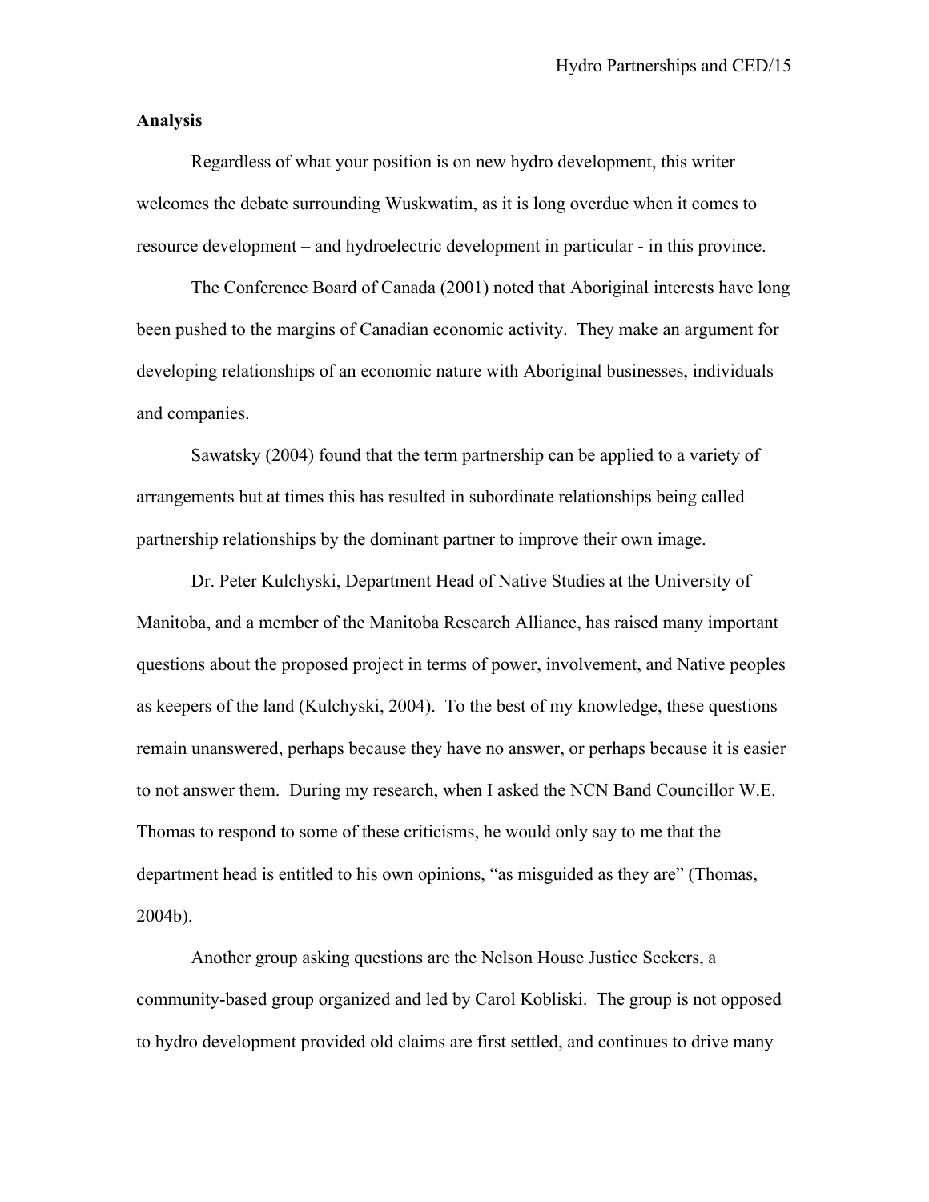**Analysis**

Regardless of what your position is on new hydro development, this writer welcomes the debate surrounding Wuskwatim, as it is long overdue when it comes to resource development – and hydroelectric development in particular - in this province.

The Conference Board of Canada (2001) noted that Aboriginal interests have long been pushed to the margins of Canadian economic activity. They make an argument for developing relationships of an economic nature with Aboriginal businesses, individuals and companies.

Sawatsky (2004) found that the term partnership can be applied to a variety of arrangements but at times this has resulted in subordinate relationships being called partnership relationships by the dominant partner to improve their own image.

Dr. Peter Kulchyski, Department Head of Native Studies at the University of Manitoba, and a member of the Manitoba Research Alliance, has raised many important questions about the proposed project in terms of power, involvement, and Native peoples as keepers of the land (Kulchyski, 2004). To the best of my knowledge, these questions remain unanswered, perhaps because they have no answer, or perhaps because it is easier to not answer them. During my research, when I asked the NCN Band Councillor W.E. Thomas to respond to some of these criticisms, he would only say to me that the department head is entitled to his own opinions, "as misguided as they are" (Thomas, 2004b).

Another group asking questions are the Nelson House Justice Seekers, a community-based group organized and led by Carol Kobliski. The group is not opposed to hydro development provided old claims are first settled, and continues to drive many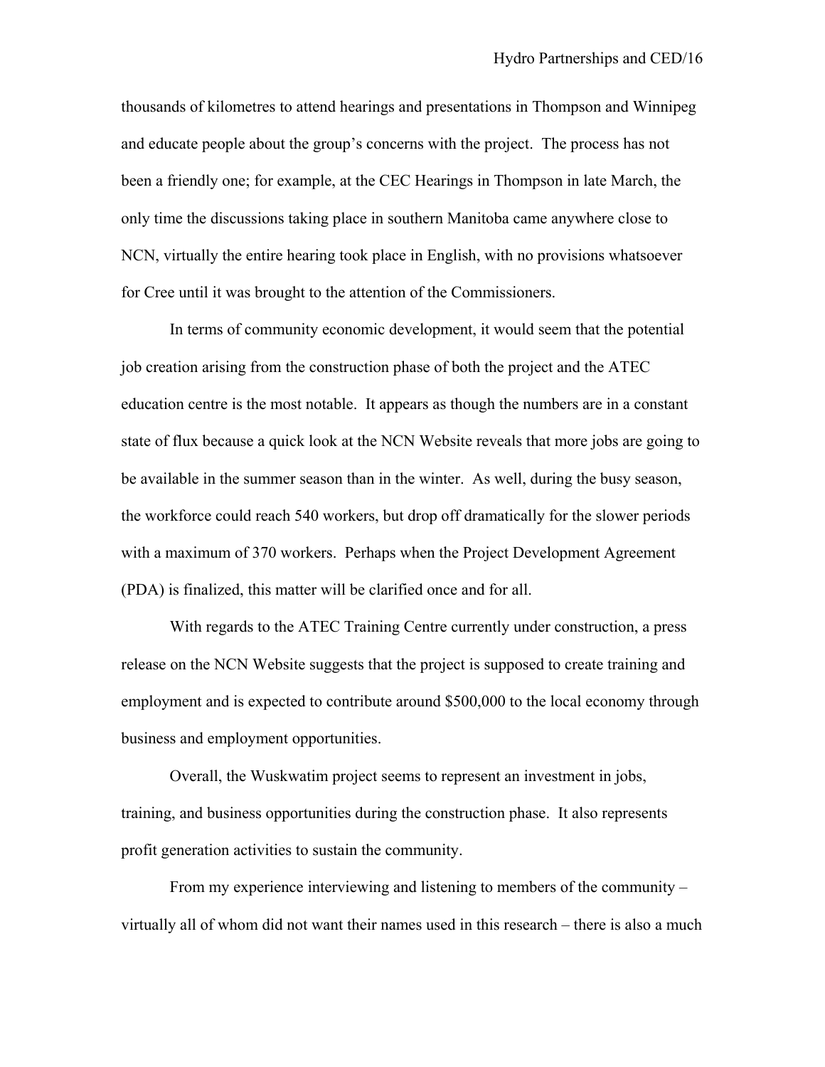thousands of kilometres to attend hearings and presentations in Thompson and Winnipeg and educate people about the group's concerns with the project. The process has not been a friendly one; for example, at the CEC Hearings in Thompson in late March, the only time the discussions taking place in southern Manitoba came anywhere close to NCN, virtually the entire hearing took place in English, with no provisions whatsoever for Cree until it was brought to the attention of the Commissioners.

In terms of community economic development, it would seem that the potential job creation arising from the construction phase of both the project and the ATEC education centre is the most notable. It appears as though the numbers are in a constant state of flux because a quick look at the NCN Website reveals that more jobs are going to be available in the summer season than in the winter. As well, during the busy season, the workforce could reach 540 workers, but drop off dramatically for the slower periods with a maximum of 370 workers. Perhaps when the Project Development Agreement (PDA) is finalized, this matter will be clarified once and for all.

With regards to the ATEC Training Centre currently under construction, a press release on the NCN Website suggests that the project is supposed to create training and employment and is expected to contribute around $500,000 to the local economy through business and employment opportunities.

Overall, the Wuskwatim project seems to represent an investment in jobs, training, and business opportunities during the construction phase. It also represents profit generation activities to sustain the community.

From my experience interviewing and listening to members of the community – virtually all of whom did not want their names used in this research – there is also a much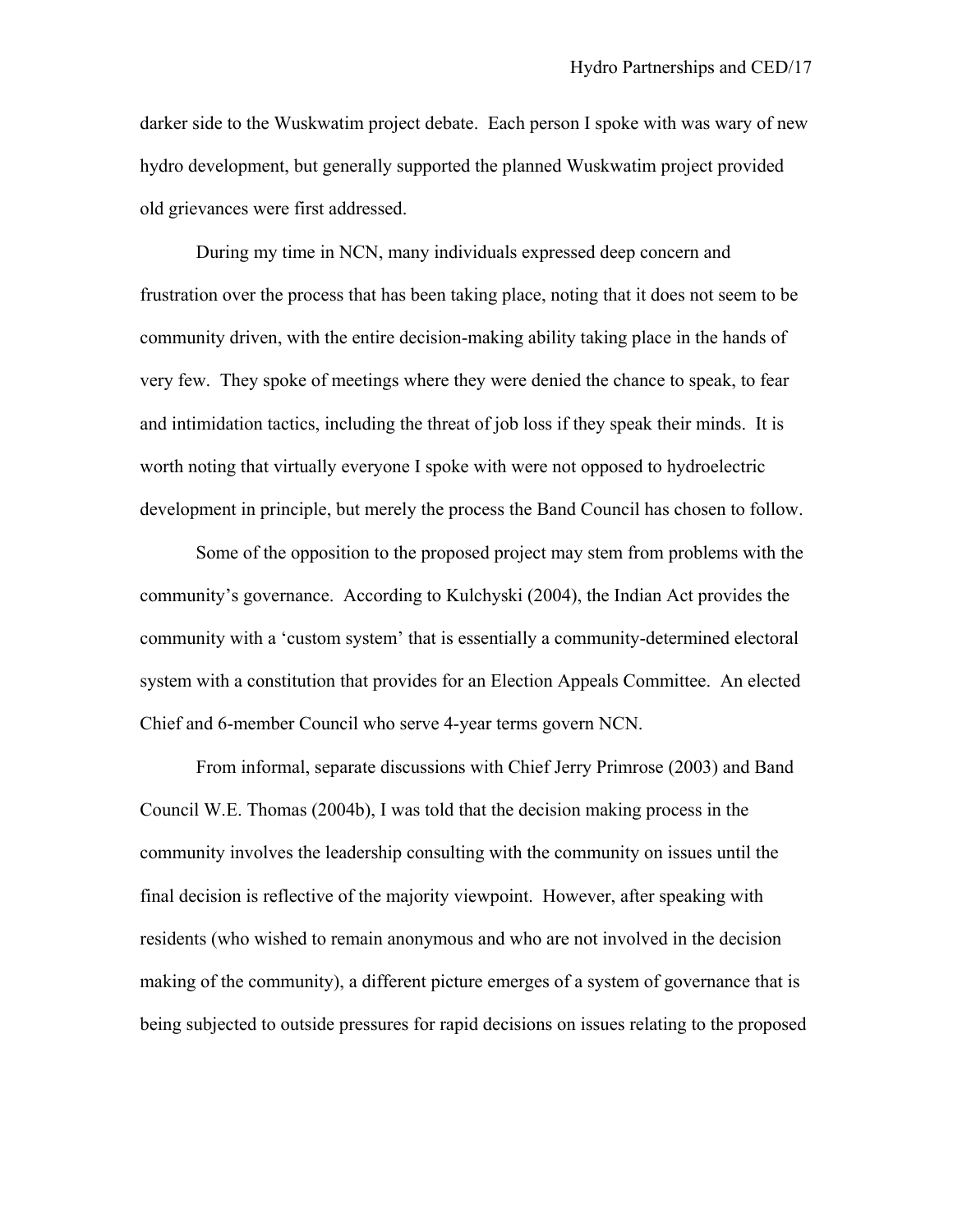darker side to the Wuskwatim project debate. Each person I spoke with was wary of new hydro development, but generally supported the planned Wuskwatim project provided old grievances were first addressed.

During my time in NCN, many individuals expressed deep concern and frustration over the process that has been taking place, noting that it does not seem to be community driven, with the entire decision-making ability taking place in the hands of very few. They spoke of meetings where they were denied the chance to speak, to fear and intimidation tactics, including the threat of job loss if they speak their minds. It is worth noting that virtually everyone I spoke with were not opposed to hydroelectric development in principle, but merely the process the Band Council has chosen to follow.

Some of the opposition to the proposed project may stem from problems with the community's governance. According to Kulchyski (2004), the Indian Act provides the community with a 'custom system' that is essentially a community-determined electoral system with a constitution that provides for an Election Appeals Committee. An elected Chief and 6-member Council who serve 4-year terms govern NCN.

From informal, separate discussions with Chief Jerry Primrose (2003) and Band Council W.E. Thomas (2004b), I was told that the decision making process in the community involves the leadership consulting with the community on issues until the final decision is reflective of the majority viewpoint. However, after speaking with residents (who wished to remain anonymous and who are not involved in the decision making of the community), a different picture emerges of a system of governance that is being subjected to outside pressures for rapid decisions on issues relating to the proposed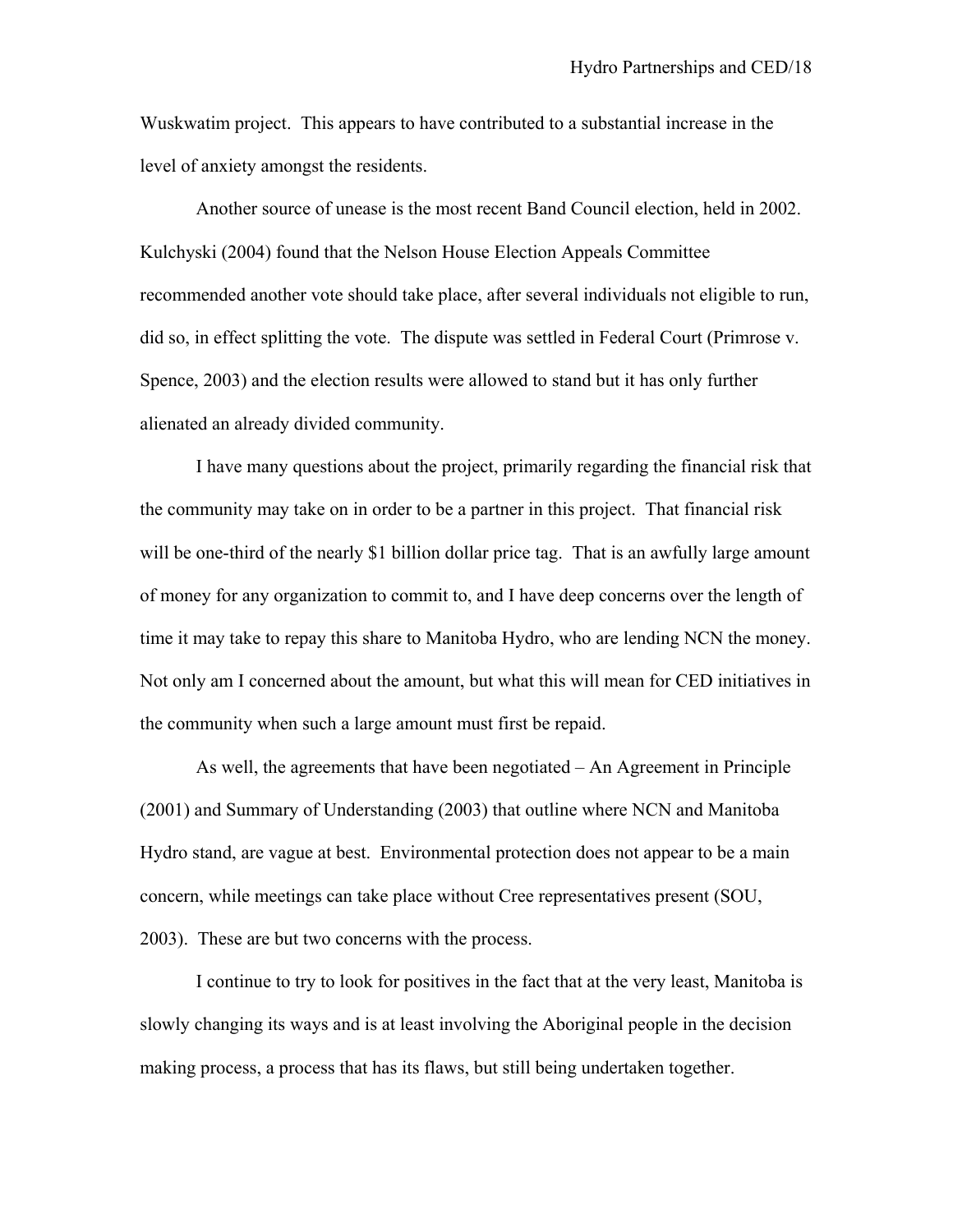Wuskwatim project. This appears to have contributed to a substantial increase in the level of anxiety amongst the residents.

Another source of unease is the most recent Band Council election, held in 2002. Kulchyski (2004) found that the Nelson House Election Appeals Committee recommended another vote should take place, after several individuals not eligible to run, did so, in effect splitting the vote. The dispute was settled in Federal Court (Primrose v. Spence, 2003) and the election results were allowed to stand but it has only further alienated an already divided community.

I have many questions about the project, primarily regarding the financial risk that the community may take on in order to be a partner in this project. That financial risk will be one-third of the nearly $1 billion dollar price tag. That is an awfully large amount of money for any organization to commit to, and I have deep concerns over the length of time it may take to repay this share to Manitoba Hydro, who are lending NCN the money. Not only am I concerned about the amount, but what this will mean for CED initiatives in the community when such a large amount must first be repaid.

As well, the agreements that have been negotiated – An Agreement in Principle (2001) and Summary of Understanding (2003) that outline where NCN and Manitoba Hydro stand, are vague at best. Environmental protection does not appear to be a main concern, while meetings can take place without Cree representatives present (SOU, 2003). These are but two concerns with the process.

I continue to try to look for positives in the fact that at the very least, Manitoba is slowly changing its ways and is at least involving the Aboriginal people in the decision making process, a process that has its flaws, but still being undertaken together.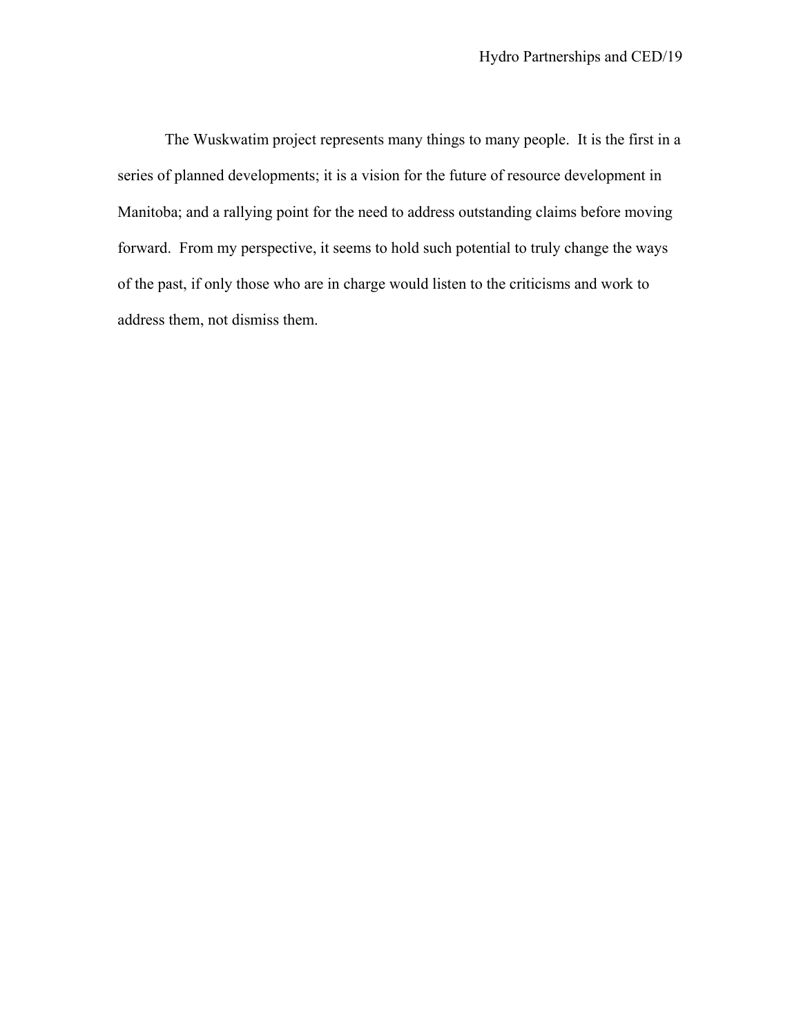The Wuskwatim project represents many things to many people. It is the first in a series of planned developments; it is a vision for the future of resource development in Manitoba; and a rallying point for the need to address outstanding claims before moving forward. From my perspective, it seems to hold such potential to truly change the ways of the past, if only those who are in charge would listen to the criticisms and work to address them, not dismiss them.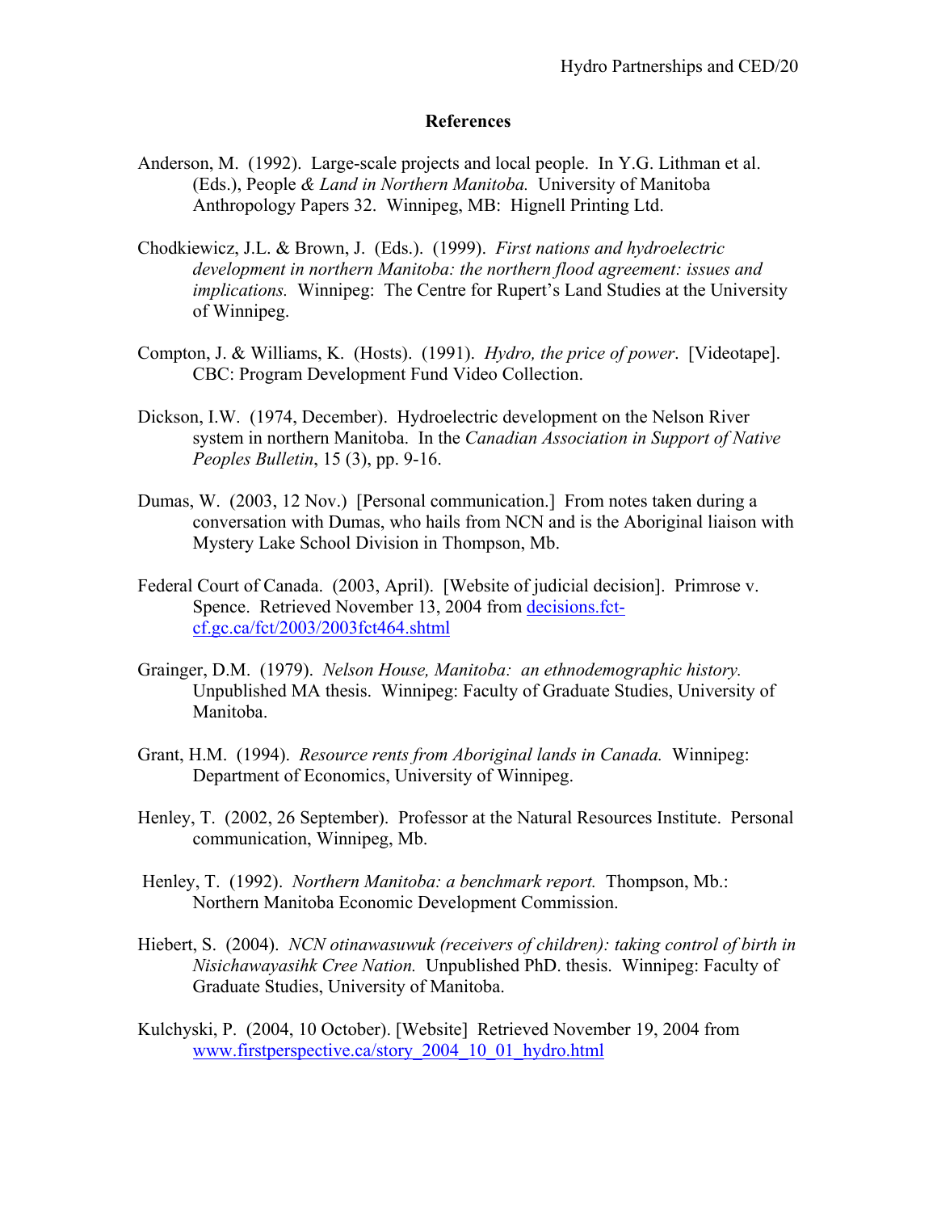## References

Anderson, M. (1992). Large-scale projects and local people. In Y.G. Lithman et al. (Eds.), People *& Land in Northern Manitoba.* University of Manitoba Anthropology Papers 32. Winnipeg, MB: Hignell Printing Ltd.

Chodkiewicz, J.L. & Brown, J. (Eds.). (1999). *First nations and hydroelectric development in northern Manitoba: the northern flood agreement: issues and implications.* Winnipeg: The Centre for Rupert's Land Studies at the University of Winnipeg.

Compton, J. & Williams, K. (Hosts). (1991). *Hydro, the price of power*. [Videotape]. CBC: Program Development Fund Video Collection.

Dickson, I.W. (1974, December). Hydroelectric development on the Nelson River system in northern Manitoba. In the *Canadian Association in Support of Native Peoples Bulletin*, 15 (3), pp. 9-16.

Dumas, W. (2003, 12 Nov.) [Personal communication.] From notes taken during a conversation with Dumas, who hails from NCN and is the Aboriginal liaison with Mystery Lake School Division in Thompson, Mb.

Federal Court of Canada. (2003, April). [Website of judicial decision]. Primrose v. Spence. Retrieved November 13, 2004 from decisions.fct-cf.gc.ca/fct/2003/2003fct464.shtml

Grainger, D.M. (1979). *Nelson House, Manitoba: an ethnodemographic history.* Unpublished MA thesis. Winnipeg: Faculty of Graduate Studies, University of Manitoba.

Grant, H.M. (1994). *Resource rents from Aboriginal lands in Canada.* Winnipeg: Department of Economics, University of Winnipeg.

Henley, T. (2002, 26 September). Professor at the Natural Resources Institute. Personal communication, Winnipeg, Mb.

Henley, T. (1992). *Northern Manitoba: a benchmark report.* Thompson, Mb.: Northern Manitoba Economic Development Commission.

Hiebert, S. (2004). *NCN otinawasuwuk (receivers of children): taking control of birth in Nisichawayasihk Cree Nation.* Unpublished PhD. thesis. Winnipeg: Faculty of Graduate Studies, University of Manitoba.

Kulchyski, P. (2004, 10 October). [Website] Retrieved November 19, 2004 from www.firstperspective.ca/story_2004_10_01_hydro.html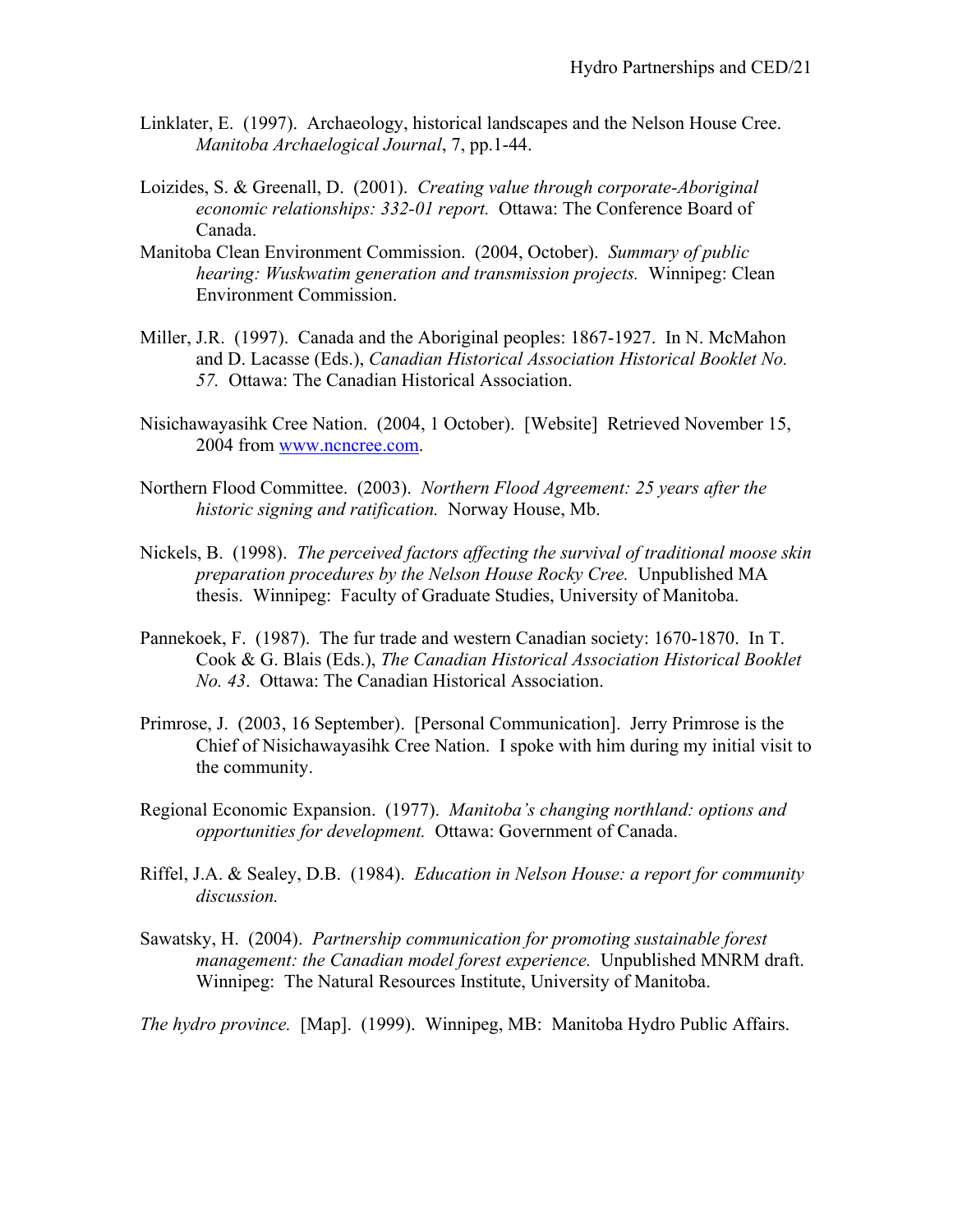Linklater, E. (1997). Archaeology, historical landscapes and the Nelson House Cree. *Manitoba Archaelogical Journal*, 7, pp.1-44.

Loizides, S. & Greenall, D. (2001). *Creating value through corporate-Aboriginal economic relationships: 332-01 report.* Ottawa: The Conference Board of Canada.

Manitoba Clean Environment Commission. (2004, October). *Summary of public hearing: Wuskwatim generation and transmission projects.* Winnipeg: Clean Environment Commission.

Miller, J.R. (1997). Canada and the Aboriginal peoples: 1867-1927. In N. McMahon and D. Lacasse (Eds.), *Canadian Historical Association Historical Booklet No. 57.* Ottawa: The Canadian Historical Association.

Nisichawayasihk Cree Nation. (2004, 1 October). [Website] Retrieved November 15, 2004 from www.ncncree.com.

Northern Flood Committee. (2003). *Northern Flood Agreement: 25 years after the historic signing and ratification.* Norway House, Mb.

Nickels, B. (1998). *The perceived factors affecting the survival of traditional moose skin preparation procedures by the Nelson House Rocky Cree.* Unpublished MA thesis. Winnipeg: Faculty of Graduate Studies, University of Manitoba.

Pannekoek, F. (1987). The fur trade and western Canadian society: 1670-1870. In T. Cook & G. Blais (Eds.), *The Canadian Historical Association Historical Booklet No. 43*. Ottawa: The Canadian Historical Association.

Primrose, J. (2003, 16 September). [Personal Communication]. Jerry Primrose is the Chief of Nisichawayasihk Cree Nation. I spoke with him during my initial visit to the community.

Regional Economic Expansion. (1977). *Manitoba's changing northland: options and opportunities for development.* Ottawa: Government of Canada.

Riffel, J.A. & Sealey, D.B. (1984). *Education in Nelson House: a report for community discussion.*

Sawatsky, H. (2004). *Partnership communication for promoting sustainable forest management: the Canadian model forest experience.* Unpublished MNRM draft. Winnipeg: The Natural Resources Institute, University of Manitoba.

*The hydro province.* [Map]. (1999). Winnipeg, MB: Manitoba Hydro Public Affairs.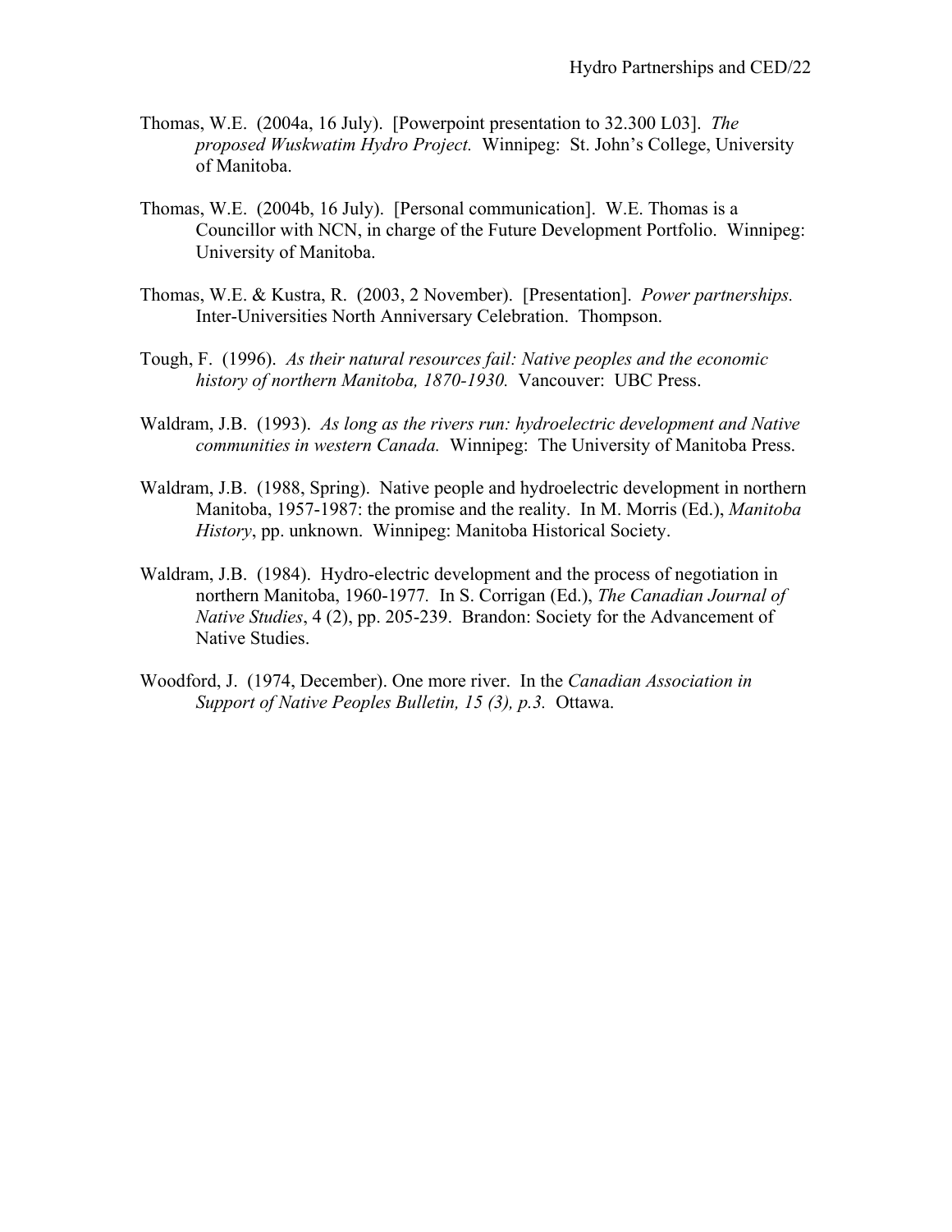Thomas, W.E. (2004a, 16 July). [Powerpoint presentation to 32.300 L03]. *The proposed Wuskwatim Hydro Project.* Winnipeg: St. John's College, University of Manitoba.

Thomas, W.E. (2004b, 16 July). [Personal communication]. W.E. Thomas is a Councillor with NCN, in charge of the Future Development Portfolio. Winnipeg: University of Manitoba.

Thomas, W.E. & Kustra, R. (2003, 2 November). [Presentation]. *Power partnerships.* Inter-Universities North Anniversary Celebration. Thompson.

Tough, F. (1996). *As their natural resources fail: Native peoples and the economic history of northern Manitoba, 1870-1930.* Vancouver: UBC Press.

Waldram, J.B. (1993). *As long as the rivers run: hydroelectric development and Native communities in western Canada.* Winnipeg: The University of Manitoba Press.

Waldram, J.B. (1988, Spring). Native people and hydroelectric development in northern Manitoba, 1957-1987: the promise and the reality. In M. Morris (Ed.), *Manitoba History*, pp. unknown. Winnipeg: Manitoba Historical Society.

Waldram, J.B. (1984). Hydro-electric development and the process of negotiation in northern Manitoba, 1960-1977. In S. Corrigan (Ed.), *The Canadian Journal of Native Studies*, 4 (2), pp. 205-239. Brandon: Society for the Advancement of Native Studies.

Woodford, J. (1974, December). One more river. In the *Canadian Association in Support of Native Peoples Bulletin, 15 (3), p.3.* Ottawa.